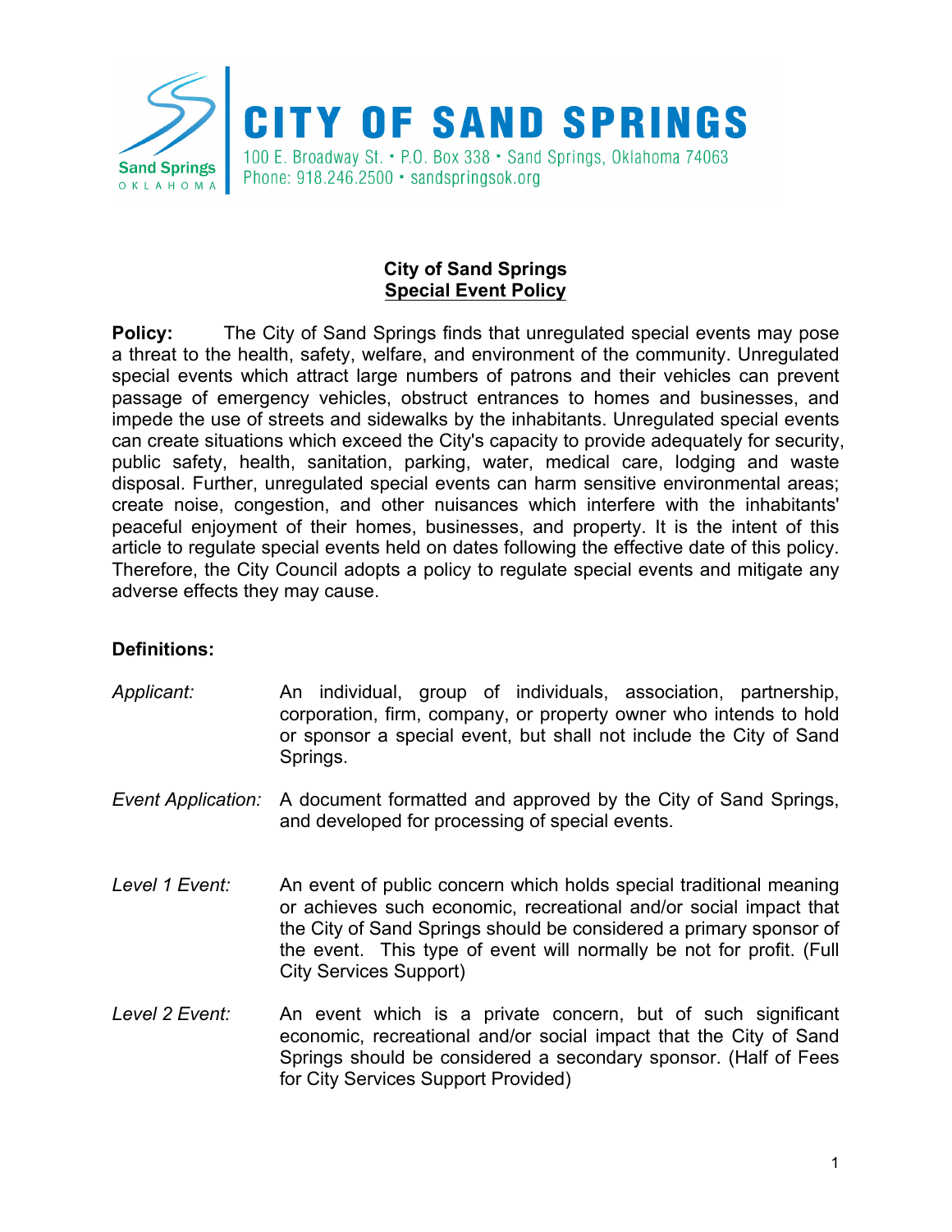# CITY OF SAND SPRINGS

100 E. Broadway St. • P.O. Box 338 • Sand Springs, Oklahoma 74063
Phone: 918.246.2500 • sandspringsok.org

## City of Sand Springs
## Special Event Policy

**Policy:** The City of Sand Springs finds that unregulated special events may pose a threat to the health, safety, welfare, and environment of the community. Unregulated special events which attract large numbers of patrons and their vehicles can prevent passage of emergency vehicles, obstruct entrances to homes and businesses, and impede the use of streets and sidewalks by the inhabitants. Unregulated special events can create situations which exceed the City's capacity to provide adequately for security, public safety, health, sanitation, parking, water, medical care, lodging and waste disposal. Further, unregulated special events can harm sensitive environmental areas; create noise, congestion, and other nuisances which interfere with the inhabitants' peaceful enjoyment of their homes, businesses, and property. It is the intent of this article to regulate special events held on dates following the effective date of this policy. Therefore, the City Council adopts a policy to regulate special events and mitigate any adverse effects they may cause.

**Definitions:**

*Applicant:* An individual, group of individuals, association, partnership, corporation, firm, company, or property owner who intends to hold or sponsor a special event, but shall not include the City of Sand Springs.

*Event Application:* A document formatted and approved by the City of Sand Springs, and developed for processing of special events.

*Level 1 Event:* An event of public concern which holds special traditional meaning or achieves such economic, recreational and/or social impact that the City of Sand Springs should be considered a primary sponsor of the event. This type of event will normally be not for profit. (Full City Services Support)

*Level 2 Event:* An event which is a private concern, but of such significant economic, recreational and/or social impact that the City of Sand Springs should be considered a secondary sponsor. (Half of Fees for City Services Support Provided)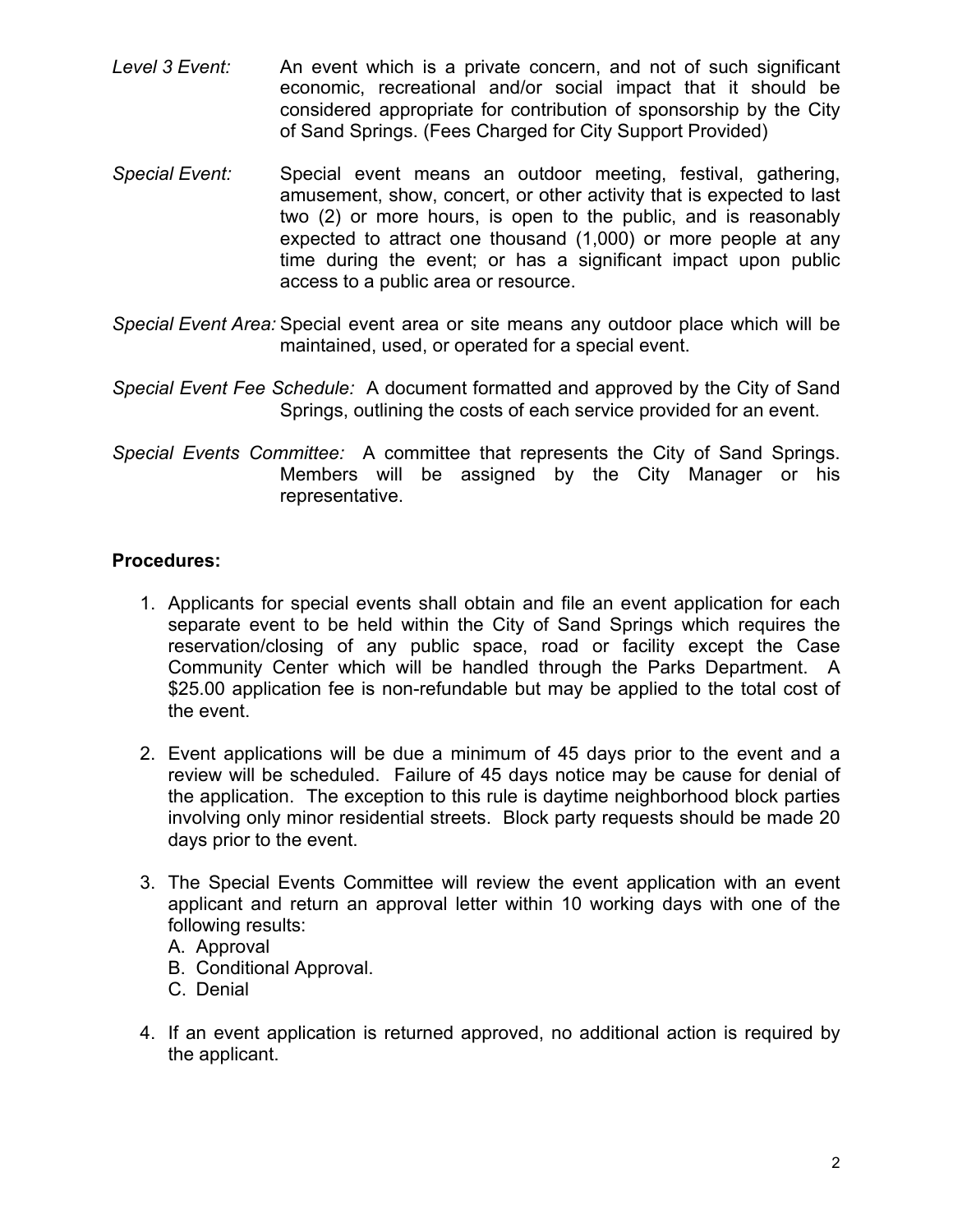*Level 3 Event:* An event which is a private concern, and not of such significant economic, recreational and/or social impact that it should be considered appropriate for contribution of sponsorship by the City of Sand Springs. (Fees Charged for City Support Provided)

*Special Event:* Special event means an outdoor meeting, festival, gathering, amusement, show, concert, or other activity that is expected to last two (2) or more hours, is open to the public, and is reasonably expected to attract one thousand (1,000) or more people at any time during the event; or has a significant impact upon public access to a public area or resource.

*Special Event Area:* Special event area or site means any outdoor place which will be maintained, used, or operated for a special event.

*Special Event Fee Schedule:* A document formatted and approved by the City of Sand Springs, outlining the costs of each service provided for an event.

*Special Events Committee:* A committee that represents the City of Sand Springs. Members will be assigned by the City Manager or his representative.

**Procedures:**

1. Applicants for special events shall obtain and file an event application for each separate event to be held within the City of Sand Springs which requires the reservation/closing of any public space, road or facility except the Case Community Center which will be handled through the Parks Department. A $25.00 application fee is non-refundable but may be applied to the total cost of the event.

2. Event applications will be due a minimum of 45 days prior to the event and a review will be scheduled. Failure of 45 days notice may be cause for denial of the application. The exception to this rule is daytime neighborhood block parties involving only minor residential streets. Block party requests should be made 20 days prior to the event.

3. The Special Events Committee will review the event application with an event applicant and return an approval letter within 10 working days with one of the following results:
   A. Approval
   B. Conditional Approval.
   C. Denial

4. If an event application is returned approved, no additional action is required by the applicant.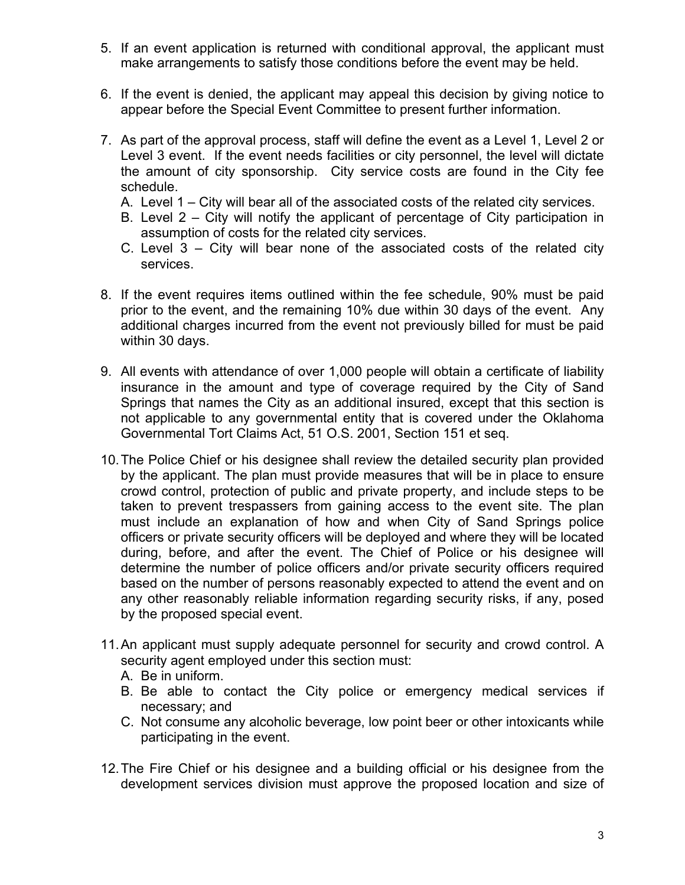5. If an event application is returned with conditional approval, the applicant must make arrangements to satisfy those conditions before the event may be held.

6. If the event is denied, the applicant may appeal this decision by giving notice to appear before the Special Event Committee to present further information.

7. As part of the approval process, staff will define the event as a Level 1, Level 2 or Level 3 event. If the event needs facilities or city personnel, the level will dictate the amount of city sponsorship. City service costs are found in the City fee schedule.
   A. Level 1 – City will bear all of the associated costs of the related city services.
   B. Level 2 – City will notify the applicant of percentage of City participation in assumption of costs for the related city services.
   C. Level 3 – City will bear none of the associated costs of the related city services.

8. If the event requires items outlined within the fee schedule, 90% must be paid prior to the event, and the remaining 10% due within 30 days of the event. Any additional charges incurred from the event not previously billed for must be paid within 30 days.

9. All events with attendance of over 1,000 people will obtain a certificate of liability insurance in the amount and type of coverage required by the City of Sand Springs that names the City as an additional insured, except that this section is not applicable to any governmental entity that is covered under the Oklahoma Governmental Tort Claims Act, 51 O.S. 2001, Section 151 et seq.

10. The Police Chief or his designee shall review the detailed security plan provided by the applicant. The plan must provide measures that will be in place to ensure crowd control, protection of public and private property, and include steps to be taken to prevent trespassers from gaining access to the event site. The plan must include an explanation of how and when City of Sand Springs police officers or private security officers will be deployed and where they will be located during, before, and after the event. The Chief of Police or his designee will determine the number of police officers and/or private security officers required based on the number of persons reasonably expected to attend the event and on any other reasonably reliable information regarding security risks, if any, posed by the proposed special event.

11. An applicant must supply adequate personnel for security and crowd control. A security agent employed under this section must:
    A. Be in uniform.
    B. Be able to contact the City police or emergency medical services if necessary; and
    C. Not consume any alcoholic beverage, low point beer or other intoxicants while participating in the event.

12. The Fire Chief or his designee and a building official or his designee from the development services division must approve the proposed location and size of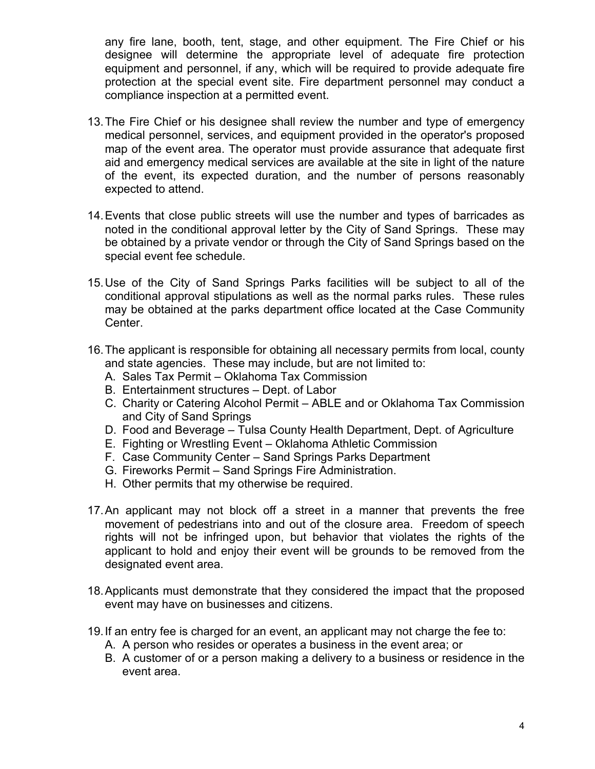any fire lane, booth, tent, stage, and other equipment. The Fire Chief or his designee will determine the appropriate level of adequate fire protection equipment and personnel, if any, which will be required to provide adequate fire protection at the special event site. Fire department personnel may conduct a compliance inspection at a permitted event.

13. The Fire Chief or his designee shall review the number and type of emergency medical personnel, services, and equipment provided in the operator's proposed map of the event area. The operator must provide assurance that adequate first aid and emergency medical services are available at the site in light of the nature of the event, its expected duration, and the number of persons reasonably expected to attend.

14. Events that close public streets will use the number and types of barricades as noted in the conditional approval letter by the City of Sand Springs. These may be obtained by a private vendor or through the City of Sand Springs based on the special event fee schedule.

15. Use of the City of Sand Springs Parks facilities will be subject to all of the conditional approval stipulations as well as the normal parks rules. These rules may be obtained at the parks department office located at the Case Community Center.

16. The applicant is responsible for obtaining all necessary permits from local, county and state agencies. These may include, but are not limited to:
    A. Sales Tax Permit – Oklahoma Tax Commission
    B. Entertainment structures – Dept. of Labor
    C. Charity or Catering Alcohol Permit – ABLE and or Oklahoma Tax Commission and City of Sand Springs
    D. Food and Beverage – Tulsa County Health Department, Dept. of Agriculture
    E. Fighting or Wrestling Event – Oklahoma Athletic Commission
    F. Case Community Center – Sand Springs Parks Department
    G. Fireworks Permit – Sand Springs Fire Administration.
    H. Other permits that my otherwise be required.

17. An applicant may not block off a street in a manner that prevents the free movement of pedestrians into and out of the closure area. Freedom of speech rights will not be infringed upon, but behavior that violates the rights of the applicant to hold and enjoy their event will be grounds to be removed from the designated event area.

18. Applicants must demonstrate that they considered the impact that the proposed event may have on businesses and citizens.

19. If an entry fee is charged for an event, an applicant may not charge the fee to:
    A. A person who resides or operates a business in the event area; or
    B. A customer of or a person making a delivery to a business or residence in the event area.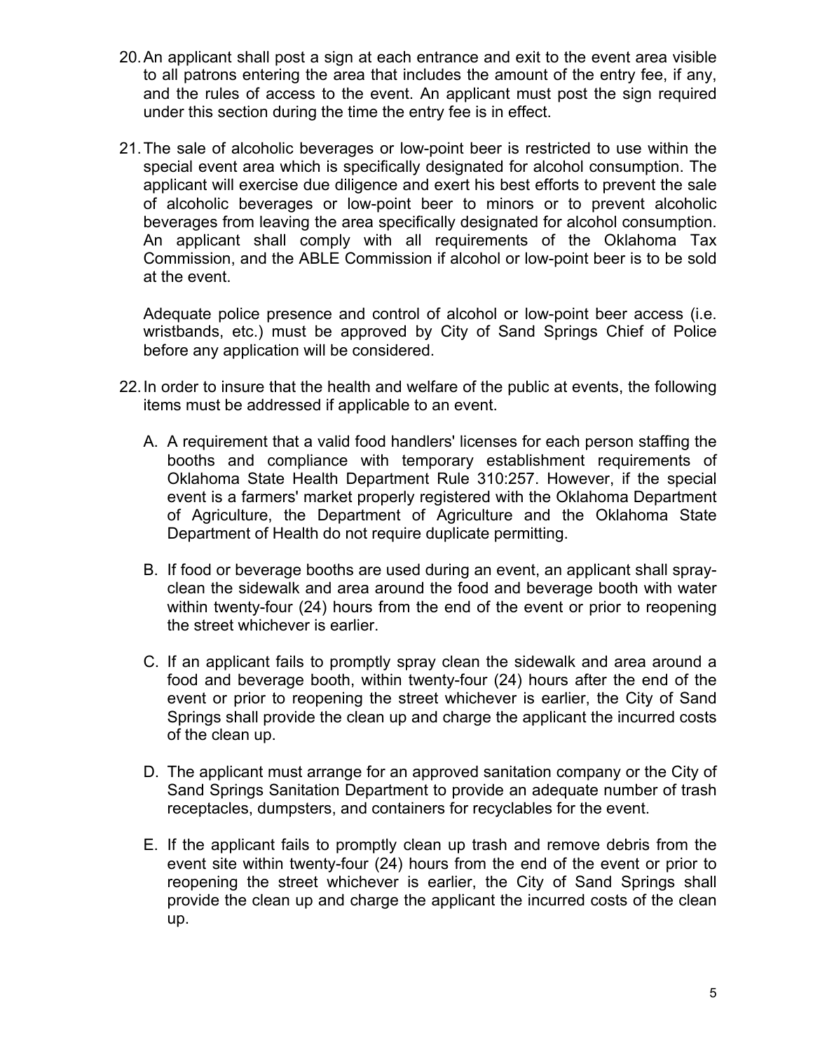20. An applicant shall post a sign at each entrance and exit to the event area visible to all patrons entering the area that includes the amount of the entry fee, if any, and the rules of access to the event. An applicant must post the sign required under this section during the time the entry fee is in effect.

21. The sale of alcoholic beverages or low-point beer is restricted to use within the special event area which is specifically designated for alcohol consumption. The applicant will exercise due diligence and exert his best efforts to prevent the sale of alcoholic beverages or low-point beer to minors or to prevent alcoholic beverages from leaving the area specifically designated for alcohol consumption. An applicant shall comply with all requirements of the Oklahoma Tax Commission, and the ABLE Commission if alcohol or low-point beer is to be sold at the event.

    Adequate police presence and control of alcohol or low-point beer access (i.e. wristbands, etc.) must be approved by City of Sand Springs Chief of Police before any application will be considered.

22. In order to insure that the health and welfare of the public at events, the following items must be addressed if applicable to an event.

    A. A requirement that a valid food handlers' licenses for each person staffing the booths and compliance with temporary establishment requirements of Oklahoma State Health Department Rule 310:257. However, if the special event is a farmers' market properly registered with the Oklahoma Department of Agriculture, the Department of Agriculture and the Oklahoma State Department of Health do not require duplicate permitting.

    B. If food or beverage booths are used during an event, an applicant shall spray-clean the sidewalk and area around the food and beverage booth with water within twenty-four (24) hours from the end of the event or prior to reopening the street whichever is earlier.

    C. If an applicant fails to promptly spray clean the sidewalk and area around a food and beverage booth, within twenty-four (24) hours after the end of the event or prior to reopening the street whichever is earlier, the City of Sand Springs shall provide the clean up and charge the applicant the incurred costs of the clean up.

    D. The applicant must arrange for an approved sanitation company or the City of Sand Springs Sanitation Department to provide an adequate number of trash receptacles, dumpsters, and containers for recyclables for the event.

    E. If the applicant fails to promptly clean up trash and remove debris from the event site within twenty-four (24) hours from the end of the event or prior to reopening the street whichever is earlier, the City of Sand Springs shall provide the clean up and charge the applicant the incurred costs of the clean up.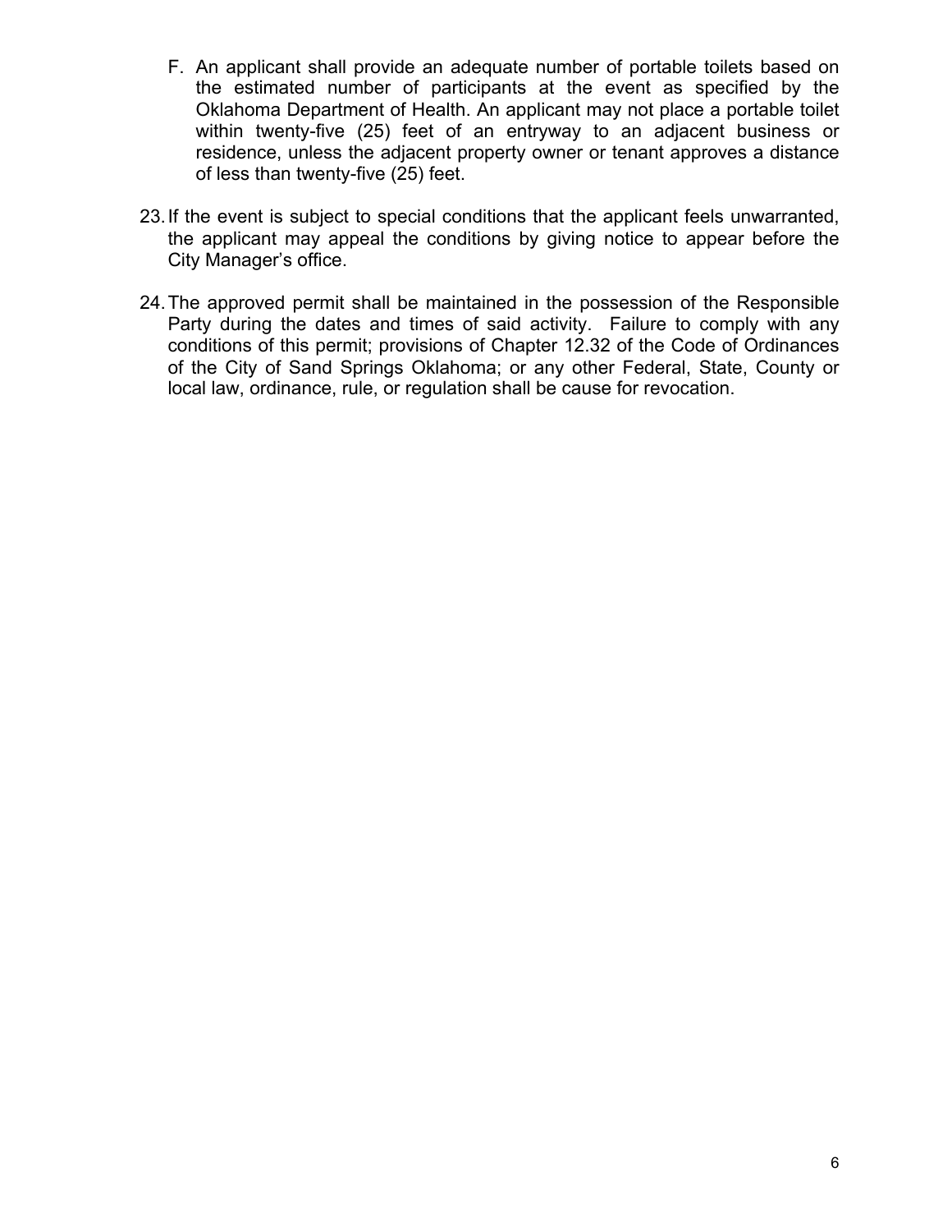F. An applicant shall provide an adequate number of portable toilets based on the estimated number of participants at the event as specified by the Oklahoma Department of Health. An applicant may not place a portable toilet within twenty-five (25) feet of an entryway to an adjacent business or residence, unless the adjacent property owner or tenant approves a distance of less than twenty-five (25) feet.

23. If the event is subject to special conditions that the applicant feels unwarranted, the applicant may appeal the conditions by giving notice to appear before the City Manager's office.

24. The approved permit shall be maintained in the possession of the Responsible Party during the dates and times of said activity. Failure to comply with any conditions of this permit; provisions of Chapter 12.32 of the Code of Ordinances of the City of Sand Springs Oklahoma; or any other Federal, State, County or local law, ordinance, rule, or regulation shall be cause for revocation.